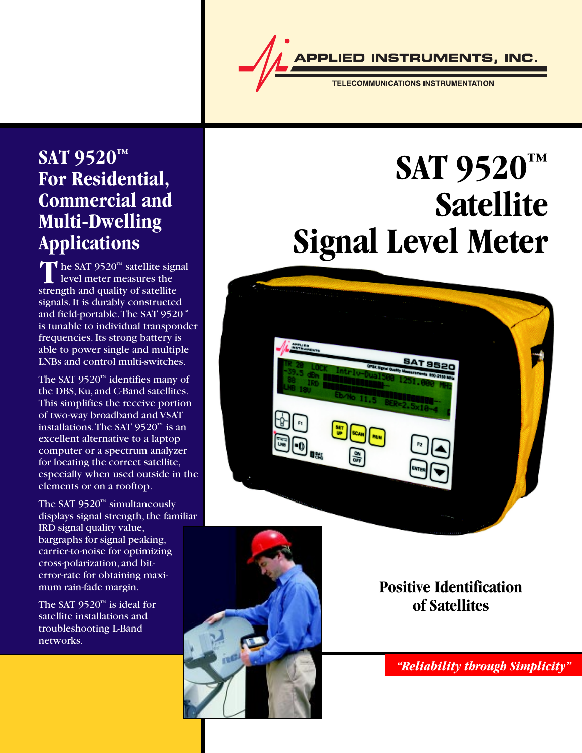APPLIED INSTRUMENTS, INC.

TELECOMMUNICATIONS INSTRUMENTATION

# SAT 9520™ Satellite Signal Level Meter

## SAT 9520™ For Residential, Commercial and Multi-Dwelling Applications

The SAT 9520™ satellite signal level meter measures the strength and quality of satellite signals. It is durably constructed and field-portable. The SAT 9520™ is tunable to individual transponder frequencies. Its strong battery is able to power single and multiple LNBs and control multi-switches.

The SAT 9520™ identifies many of the DBS, Ku, and C-Band satellites. This simplifies the receive portion of two-way broadband and VSAT installations. The SAT 9520™ is an excellent alternative to a laptop computer or a spectrum analyzer for locating the correct satellite, especially when used outside in the elements or on a rooftop.

The SAT 9520™ simultaneously displays signal strength, the familiar IRD signal quality value, bargraphs for signal peaking, carrier-to-noise for optimizing cross-polarization, and bit-error-rate for obtaining maximum rain-fade margin.

The SAT 9520™ is ideal for satellite installations and troubleshooting L-Band networks.

**Positive Identification of Satellites**

*"Reliability through Simplicity"*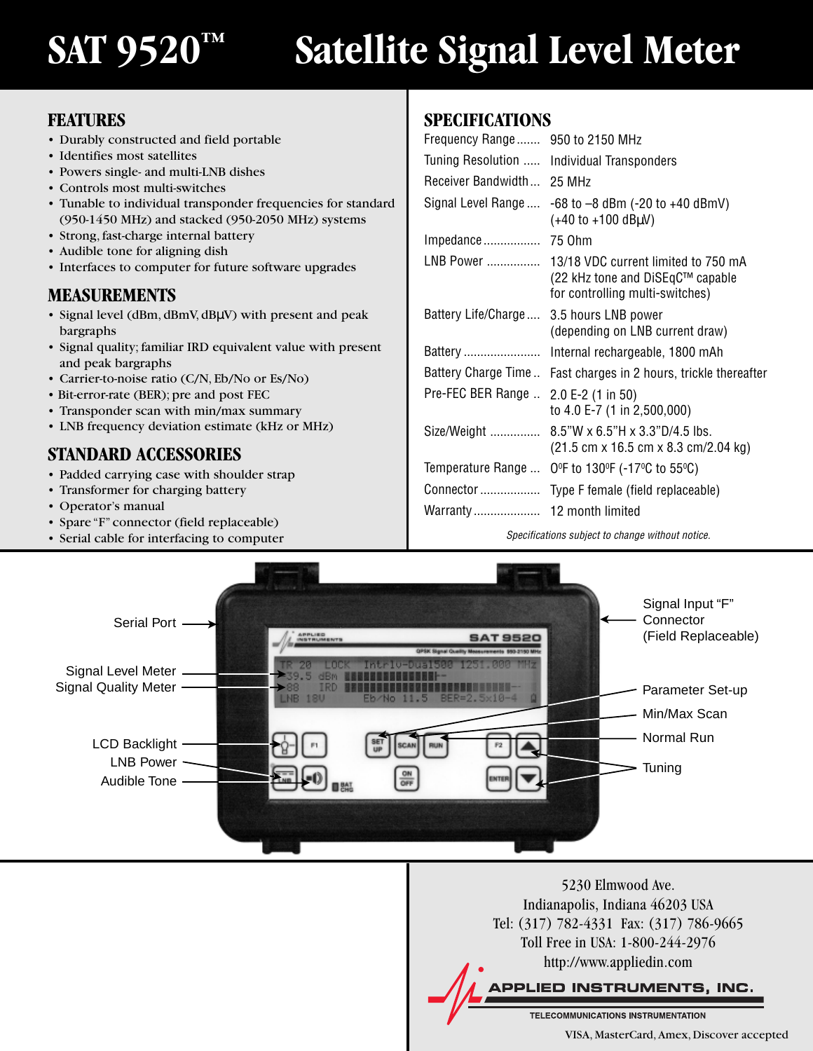# SAT 9520™ Satellite Signal Level Meter

## FEATURES

- Durably constructed and field portable
- Identifies most satellites
- Powers single- and multi-LNB dishes
- Controls most multi-switches
- Tunable to individual transponder frequencies for standard (950-1450 MHz) and stacked (950-2050 MHz) systems
- Strong, fast-charge internal battery
- Audible tone for aligning dish
- Interfaces to computer for future software upgrades

## MEASUREMENTS

- Signal level (dBm, dBmV, dBμV) with present and peak bargraphs
- Signal quality; familiar IRD equivalent value with present and peak bargraphs
- Carrier-to-noise ratio (C/N, Eb/No or Es/No)
- Bit-error-rate (BER); pre and post FEC
- Transponder scan with min/max summary
- LNB frequency deviation estimate (kHz or MHz)

## STANDARD ACCESSORIES

- Padded carrying case with shoulder strap
- Transformer for charging battery
- Operator's manual
- Spare "F" connector (field replaceable)
- Serial cable for interfacing to computer

## SPECIFICATIONS

| | |
|---|---|
| Frequency Range | 950 to 2150 MHz |
| Tuning Resolution | Individual Transponders |
| Receiver Bandwidth | 25 MHz |
| Signal Level Range | -68 to –8 dBm (-20 to +40 dBmV) (+40 to +100 dBμV) |
| Impedance | 75 Ohm |
| LNB Power | 13/18 VDC current limited to 750 mA (22 kHz tone and DiSEqC™ capable for controlling multi-switches) |
| Battery Life/Charge | 3.5 hours LNB power (depending on LNB current draw) |
| Battery | Internal rechargeable, 1800 mAh |
| Battery Charge Time | Fast charges in 2 hours, trickle thereafter |
| Pre-FEC BER Range | 2.0 E-2 (1 in 50) to 4.0 E-7 (1 in 2,500,000) |
| Size/Weight | 8.5"W x 6.5"H x 3.3"D/4.5 lbs. (21.5 cm x 16.5 cm x 8.3 cm/2.04 kg) |
| Temperature Range | 0°F to 130°F (-17°C to 55°C) |
| Connector | Type F female (field replaceable) |
| Warranty | 12 month limited |

*Specifications subject to change without notice.*

Serial Port
Signal Level Meter
Signal Quality Meter
LCD Backlight
LNB Power
Audible Tone
Signal Input "F" Connector (Field Replaceable)
Parameter Set-up
Min/Max Scan
Normal Run
Tuning

5230 Elmwood Ave.
Indianapolis, Indiana 46203 USA
Tel: (317) 782-4331 Fax: (317) 786-9665
Toll Free in USA: 1-800-244-2976
http://www.appliedin.com

APPLIED INSTRUMENTS, INC.
TELECOMMUNICATIONS INSTRUMENTATION

VISA, MasterCard, Amex, Discover accepted